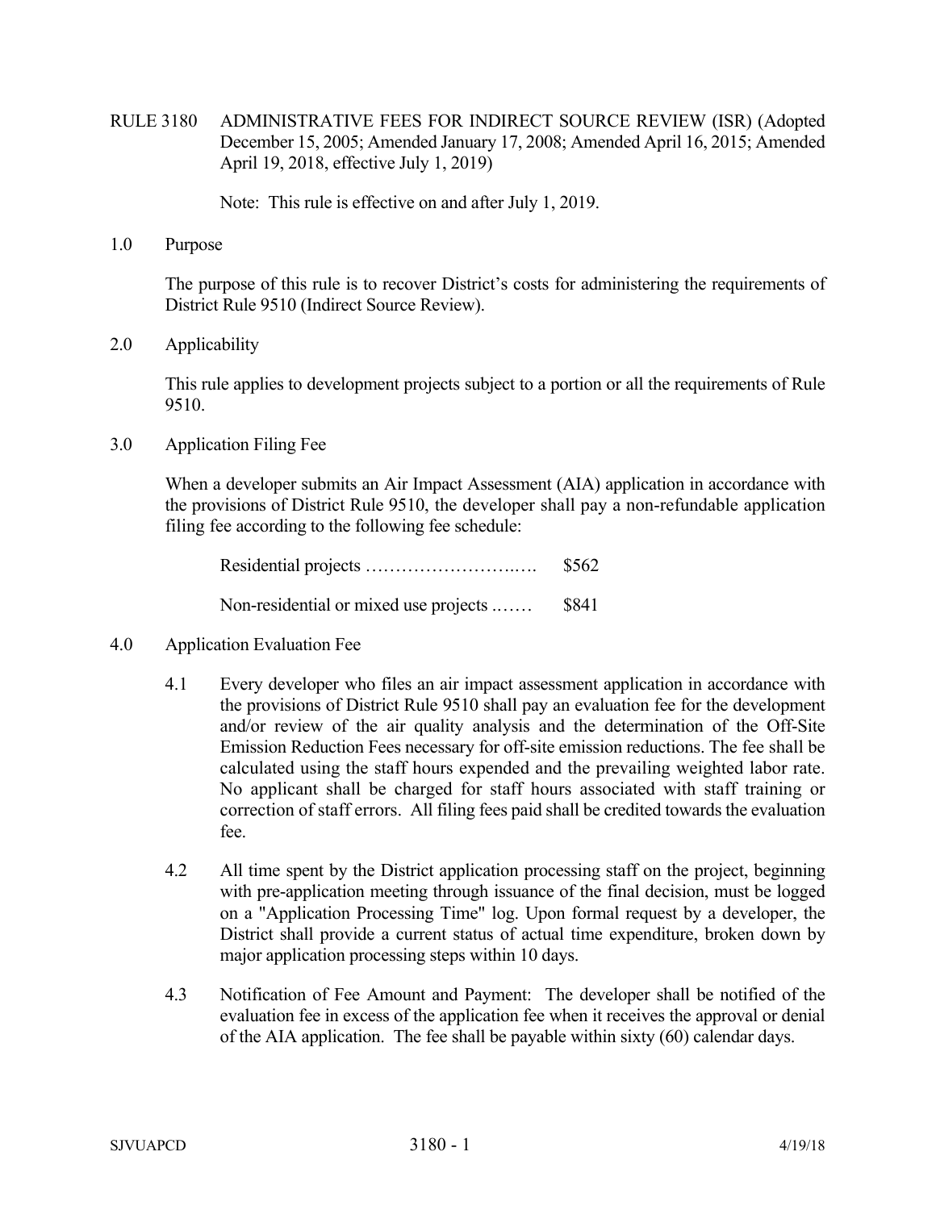# RULE 3180 ADMINISTRATIVE FEES FOR INDIRECT SOURCE REVIEW (ISR) (Adopted December 15, 2005; Amended January 17, 2008; Amended April 16, 2015; Amended April 19, 2018, effective July 1, 2019)

Note: This rule is effective on and after July 1, 2019.

## 1.0 Purpose

The purpose of this rule is to recover District's costs for administering the requirements of District Rule 9510 (Indirect Source Review).

## 2.0 Applicability

This rule applies to development projects subject to a portion or all the requirements of Rule 9510.

## 3.0 Application Filing Fee

When a developer submits an Air Impact Assessment (AIA) application in accordance with the provisions of District Rule 9510, the developer shall pay a non-refundable application filing fee according to the following fee schedule:

Residential projects ……………………..…. $562

Non-residential or mixed use projects ..…… $841

## 4.0 Application Evaluation Fee

4.1 Every developer who files an air impact assessment application in accordance with the provisions of District Rule 9510 shall pay an evaluation fee for the development and/or review of the air quality analysis and the determination of the Off-Site Emission Reduction Fees necessary for off-site emission reductions. The fee shall be calculated using the staff hours expended and the prevailing weighted labor rate. No applicant shall be charged for staff hours associated with staff training or correction of staff errors. All filing fees paid shall be credited towards the evaluation fee.

4.2 All time spent by the District application processing staff on the project, beginning with pre-application meeting through issuance of the final decision, must be logged on a "Application Processing Time" log. Upon formal request by a developer, the District shall provide a current status of actual time expenditure, broken down by major application processing steps within 10 days.

4.3 Notification of Fee Amount and Payment: The developer shall be notified of the evaluation fee in excess of the application fee when it receives the approval or denial of the AIA application. The fee shall be payable within sixty (60) calendar days.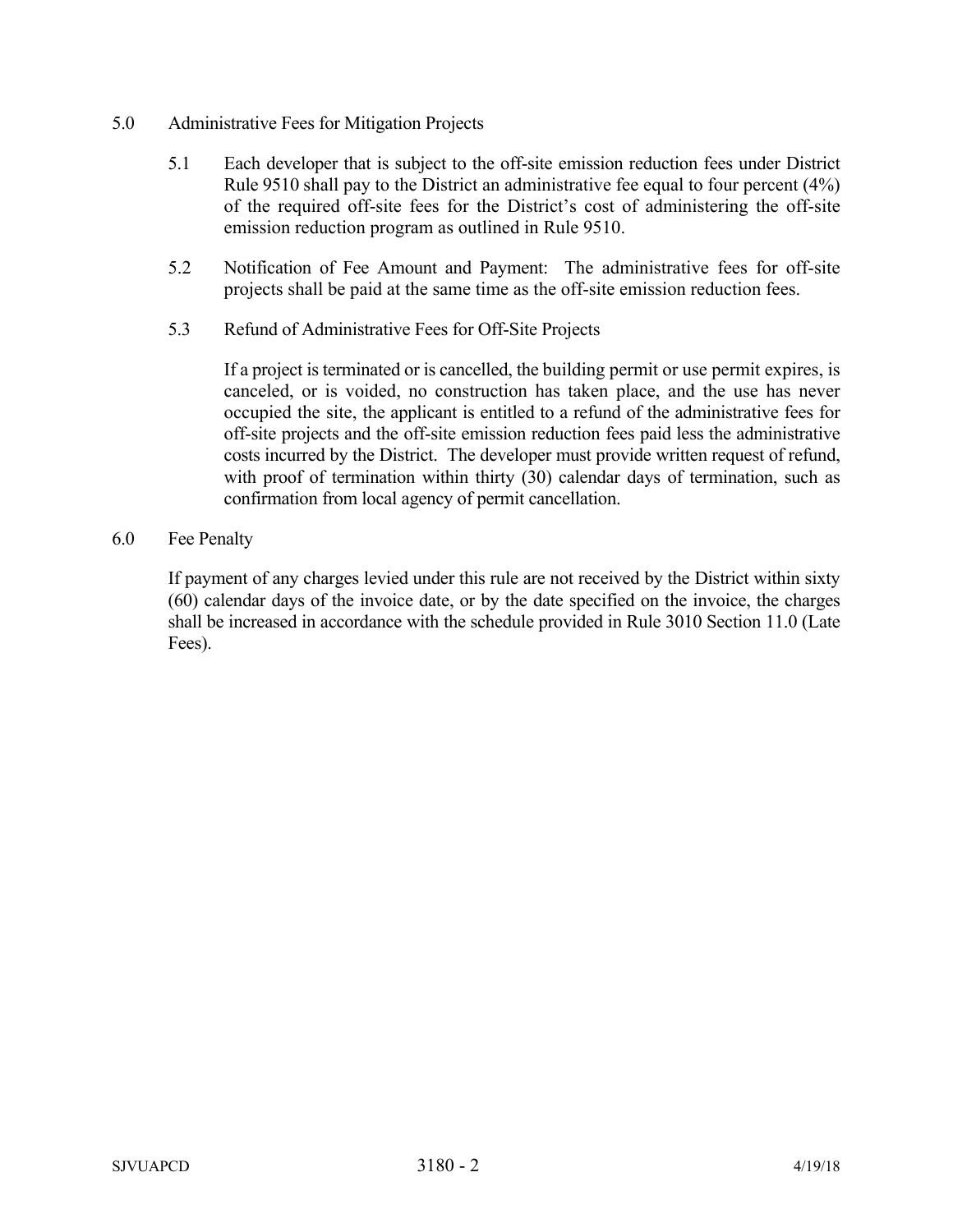## 5.0 Administrative Fees for Mitigation Projects

5.1 Each developer that is subject to the off-site emission reduction fees under District Rule 9510 shall pay to the District an administrative fee equal to four percent (4%) of the required off-site fees for the District's cost of administering the off-site emission reduction program as outlined in Rule 9510.

5.2 Notification of Fee Amount and Payment: The administrative fees for off-site projects shall be paid at the same time as the off-site emission reduction fees.

5.3 Refund of Administrative Fees for Off-Site Projects

If a project is terminated or is cancelled, the building permit or use permit expires, is canceled, or is voided, no construction has taken place, and the use has never occupied the site, the applicant is entitled to a refund of the administrative fees for off-site projects and the off-site emission reduction fees paid less the administrative costs incurred by the District. The developer must provide written request of refund, with proof of termination within thirty (30) calendar days of termination, such as confirmation from local agency of permit cancellation.

## 6.0 Fee Penalty

If payment of any charges levied under this rule are not received by the District within sixty (60) calendar days of the invoice date, or by the date specified on the invoice, the charges shall be increased in accordance with the schedule provided in Rule 3010 Section 11.0 (Late Fees).